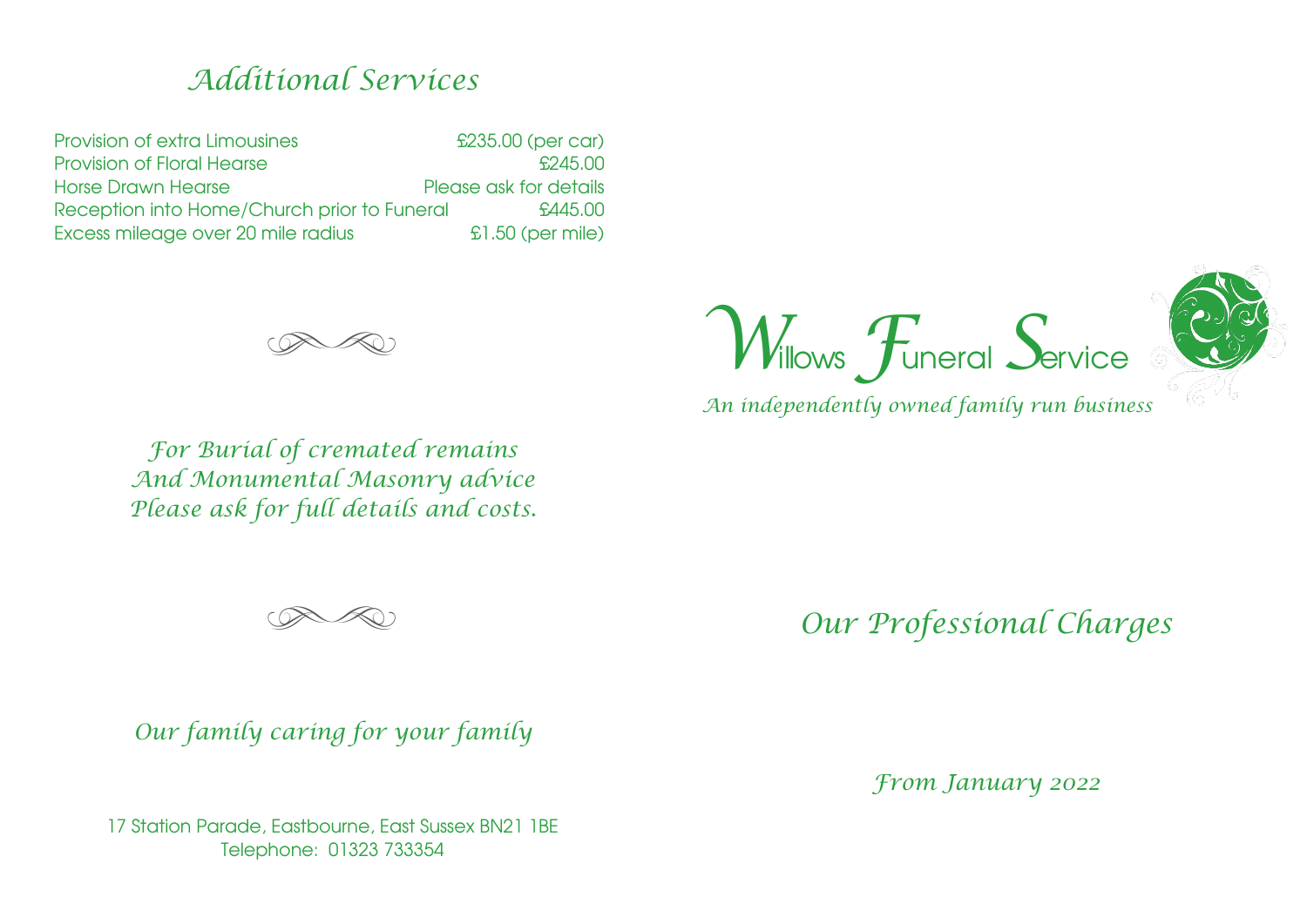## Additional Services

| | |
|---|---|
| Provision of extra Limousines | £235.00 (per car) |
| Provision of Floral Hearse | £245.00 |
| Horse Drawn Hearse | Please ask for details |
| Reception into Home/Church prior to Funeral | £445.00 |
| Excess mileage over 20 mile radius | £1.50 (per mile) |

*For Burial of cremated remains*
*And Monumental Masonry advice*
*Please ask for full details and costs.*

*Our family caring for your family*

17 Station Parade, Eastbourne, East Sussex BN21 1BE
Telephone: 01323 733354

# Willows Funeral Service

*An independently owned family run business*

## Our Professional Charges

*From January 2022*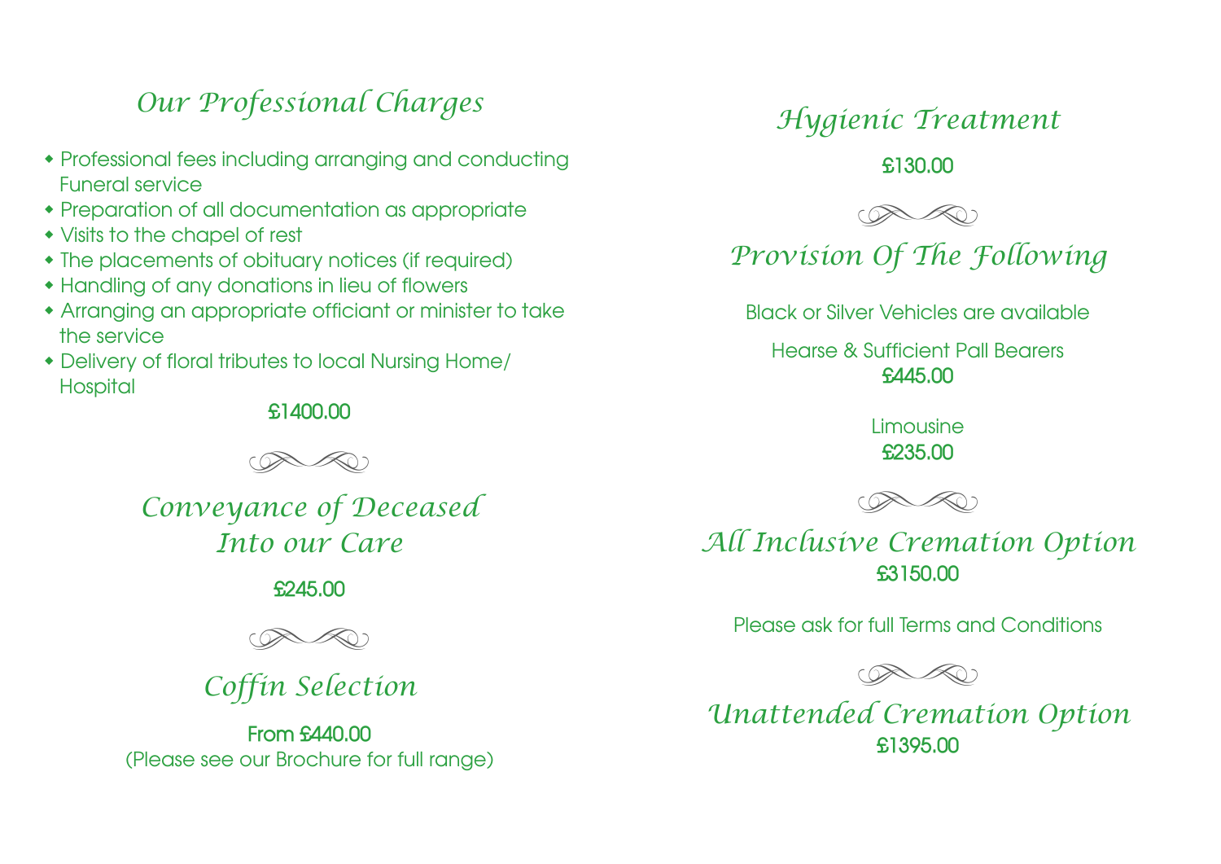## Our Professional Charges

- Professional fees including arranging and conducting Funeral service
- Preparation of all documentation as appropriate
- Visits to the chapel of rest
- The placements of obituary notices (if required)
- Handling of any donations in lieu of flowers
- Arranging an appropriate officiant or minister to take the service
- Delivery of floral tributes to local Nursing Home/ Hospital

£1400.00

## Conveyance of Deceased Into our Care

£245.00

## Coffin Selection

From £440.00
(Please see our Brochure for full range)

## Hygienic Treatment

£130.00

## Provision Of The Following

Black or Silver Vehicles are available

Hearse & Sufficient Pall Bearers
£445.00

Limousine
£235.00

## All Inclusive Cremation Option

£3150.00

Please ask for full Terms and Conditions

## Unattended Cremation Option

£1395.00